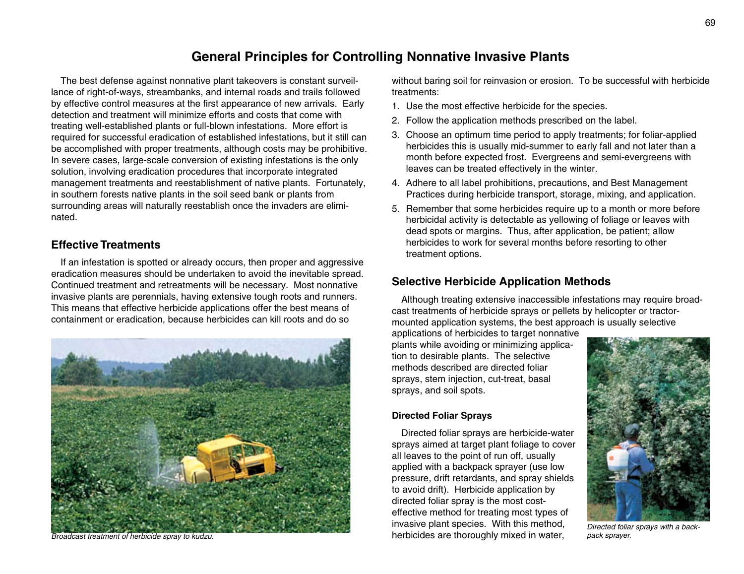# General Principles for Controlling Nonnative Invasive Plants

The best defense against nonnative plant takeovers is constant surveillance of right-of-ways, streambanks, and internal roads and trails followed by effective control measures at the first appearance of new arrivals. Early detection and treatment will minimize efforts and costs that come with treating well-established plants or full-blown infestations. More effort is required for successful eradication of established infestations, but it still can be accomplished with proper treatments, although costs may be prohibitive. In severe cases, large-scale conversion of existing infestations is the only solution, involving eradication procedures that incorporate integrated management treatments and reestablishment of native plants. Fortunately, in southern forests native plants in the soil seed bank or plants from surrounding areas will naturally reestablish once the invaders are eliminated.

## Effective Treatments

If an infestation is spotted or already occurs, then proper and aggressive eradication measures should be undertaken to avoid the inevitable spread. Continued treatment and retreatments will be necessary. Most nonnative invasive plants are perennials, having extensive tough roots and runners. This means that effective herbicide applications offer the best means of containment or eradication, because herbicides can kill roots and do so without baring soil for reinvasion or erosion. To be successful with herbicide treatments:

1. Use the most effective herbicide for the species.
2. Follow the application methods prescribed on the label.
3. Choose an optimum time period to apply treatments; for foliar-applied herbicides this is usually mid-summer to early fall and not later than a month before expected frost. Evergreens and semi-evergreens with leaves can be treated effectively in the winter.
4. Adhere to all label prohibitions, precautions, and Best Management Practices during herbicide transport, storage, mixing, and application.
5. Remember that some herbicides require up to a month or more before herbicidal activity is detectable as yellowing of foliage or leaves with dead spots or margins. Thus, after application, be patient; allow herbicides to work for several months before resorting to other treatment options.

*Broadcast treatment of herbicide spray to kudzu.*

## Selective Herbicide Application Methods

Although treating extensive inaccessible infestations may require broadcast treatments of herbicide sprays or pellets by helicopter or tractor-mounted application systems, the best approach is usually selective applications of herbicides to target nonnative plants while avoiding or minimizing application to desirable plants. The selective methods described are directed foliar sprays, stem injection, cut-treat, basal sprays, and soil spots.

### Directed Foliar Sprays

Directed foliar sprays are herbicide-water sprays aimed at target plant foliage to cover all leaves to the point of run off, usually applied with a backpack sprayer (use low pressure, drift retardants, and spray shields to avoid drift). Herbicide application by directed foliar spray is the most cost-effective method for treating most types of invasive plant species. With this method, herbicides are thoroughly mixed in water,

*Directed foliar sprays with a backpack sprayer.*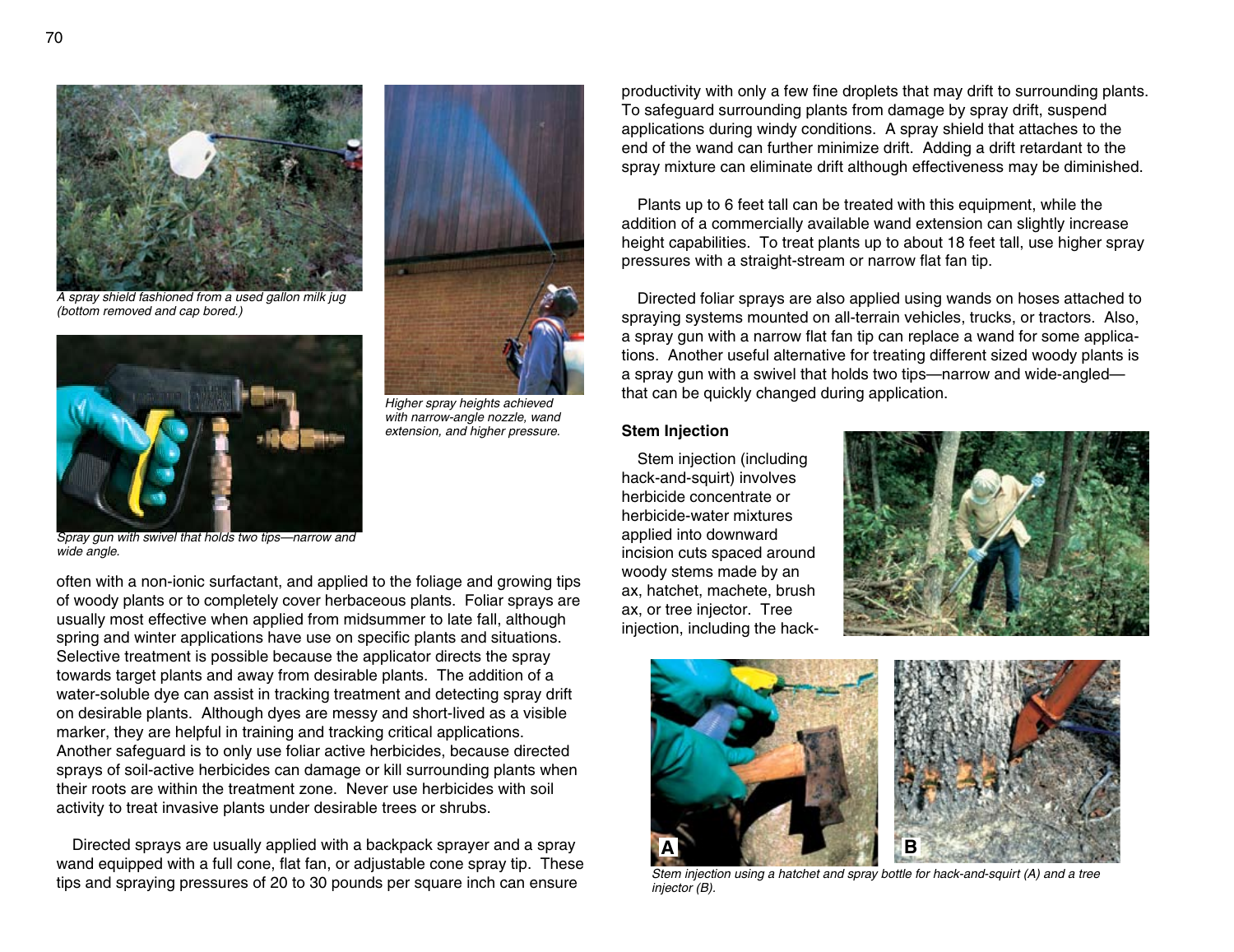A spray shield fashioned from a used gallon milk jug (bottom removed and cap bored.)

Spray gun with swivel that holds two tips—narrow and wide angle.

Higher spray heights achieved with narrow-angle nozzle, wand extension, and higher pressure.

often with a non-ionic surfactant, and applied to the foliage and growing tips of woody plants or to completely cover herbaceous plants. Foliar sprays are usually most effective when applied from midsummer to late fall, although spring and winter applications have use on specific plants and situations. Selective treatment is possible because the applicator directs the spray towards target plants and away from desirable plants. The addition of a water-soluble dye can assist in tracking treatment and detecting spray drift on desirable plants. Although dyes are messy and short-lived as a visible marker, they are helpful in training and tracking critical applications. Another safeguard is to only use foliar active herbicides, because directed sprays of soil-active herbicides can damage or kill surrounding plants when their roots are within the treatment zone. Never use herbicides with soil activity to treat invasive plants under desirable trees or shrubs.

Directed sprays are usually applied with a backpack sprayer and a spray wand equipped with a full cone, flat fan, or adjustable cone spray tip. These tips and spraying pressures of 20 to 30 pounds per square inch can ensure productivity with only a few fine droplets that may drift to surrounding plants. To safeguard surrounding plants from damage by spray drift, suspend applications during windy conditions. A spray shield that attaches to the end of the wand can further minimize drift. Adding a drift retardant to the spray mixture can eliminate drift although effectiveness may be diminished.

Plants up to 6 feet tall can be treated with this equipment, while the addition of a commercially available wand extension can slightly increase height capabilities. To treat plants up to about 18 feet tall, use higher spray pressures with a straight-stream or narrow flat fan tip.

Directed foliar sprays are also applied using wands on hoses attached to spraying systems mounted on all-terrain vehicles, trucks, or tractors. Also, a spray gun with a narrow flat fan tip can replace a wand for some applications. Another useful alternative for treating different sized woody plants is a spray gun with a swivel that holds two tips—narrow and wide-angled—that can be quickly changed during application.

### Stem Injection

Stem injection (including hack-and-squirt) involves herbicide concentrate or herbicide-water mixtures applied into downward incision cuts spaced around woody stems made by an ax, hatchet, machete, brush ax, or tree injector. Tree injection, including the hack-

Stem injection using a hatchet and spray bottle for hack-and-squirt (A) and a tree injector (B).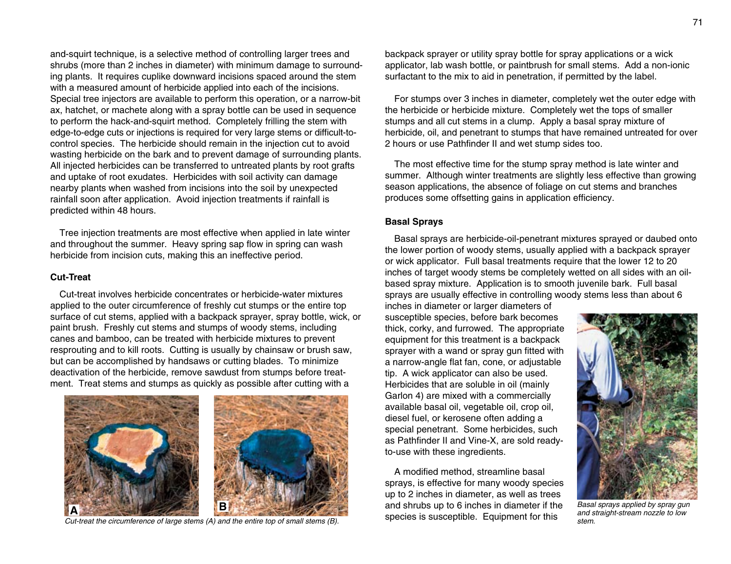and-squirt technique, is a selective method of controlling larger trees and shrubs (more than 2 inches in diameter) with minimum damage to surrounding plants. It requires cuplike downward incisions spaced around the stem with a measured amount of herbicide applied into each of the incisions. Special tree injectors are available to perform this operation, or a narrow-bit ax, hatchet, or machete along with a spray bottle can be used in sequence to perform the hack-and-squirt method. Completely frilling the stem with edge-to-edge cuts or injections is required for very large stems or difficult-to-control species. The herbicide should remain in the injection cut to avoid wasting herbicide on the bark and to prevent damage of surrounding plants. All injected herbicides can be transferred to untreated plants by root grafts and uptake of root exudates. Herbicides with soil activity can damage nearby plants when washed from incisions into the soil by unexpected rainfall soon after application. Avoid injection treatments if rainfall is predicted within 48 hours.

Tree injection treatments are most effective when applied in late winter and throughout the summer. Heavy spring sap flow in spring can wash herbicide from incision cuts, making this an ineffective period.

### Cut-Treat

Cut-treat involves herbicide concentrates or herbicide-water mixtures applied to the outer circumference of freshly cut stumps or the entire top surface of cut stems, applied with a backpack sprayer, spray bottle, wick, or paint brush. Freshly cut stems and stumps of woody stems, including canes and bamboo, can be treated with herbicide mixtures to prevent resprouting and to kill roots. Cutting is usually by chainsaw or brush saw, but can be accomplished by handsaws or cutting blades. To minimize deactivation of the herbicide, remove sawdust from stumps before treatment. Treat stems and stumps as quickly as possible after cutting with a backpack sprayer or utility spray bottle for spray applications or a wick applicator, lab wash bottle, or paintbrush for small stems. Add a non-ionic surfactant to the mix to aid in penetration, if permitted by the label.

*Cut-treat the circumference of large stems (A) and the entire top of small stems (B).*

For stumps over 3 inches in diameter, completely wet the outer edge with the herbicide or herbicide mixture. Completely wet the tops of smaller stumps and all cut stems in a clump. Apply a basal spray mixture of herbicide, oil, and penetrant to stumps that have remained untreated for over 2 hours or use Pathfinder II and wet stump sides too.

The most effective time for the stump spray method is late winter and summer. Although winter treatments are slightly less effective than growing season applications, the absence of foliage on cut stems and branches produces some offsetting gains in application efficiency.

### Basal Sprays

Basal sprays are herbicide-oil-penetrant mixtures sprayed or daubed onto the lower portion of woody stems, usually applied with a backpack sprayer or wick applicator. Full basal treatments require that the lower 12 to 20 inches of target woody stems be completely wetted on all sides with an oil-based spray mixture. Application is to smooth juvenile bark. Full basal sprays are usually effective in controlling woody stems less than about 6 inches in diameter or larger diameters of susceptible species, before bark becomes thick, corky, and furrowed. The appropriate equipment for this treatment is a backpack sprayer with a wand or spray gun fitted with a narrow-angle flat fan, cone, or adjustable tip. A wick applicator can also be used. Herbicides that are soluble in oil (mainly Garlon 4) are mixed with a commercially available basal oil, vegetable oil, crop oil, diesel fuel, or kerosene often adding a special penetrant. Some herbicides, such as Pathfinder II and Vine-X, are sold ready-to-use with these ingredients.

*Basal sprays applied by spray gun and straight-stream nozzle to low stem.*

A modified method, streamline basal sprays, is effective for many woody species up to 2 inches in diameter, as well as trees and shrubs up to 6 inches in diameter if the species is susceptible. Equipment for this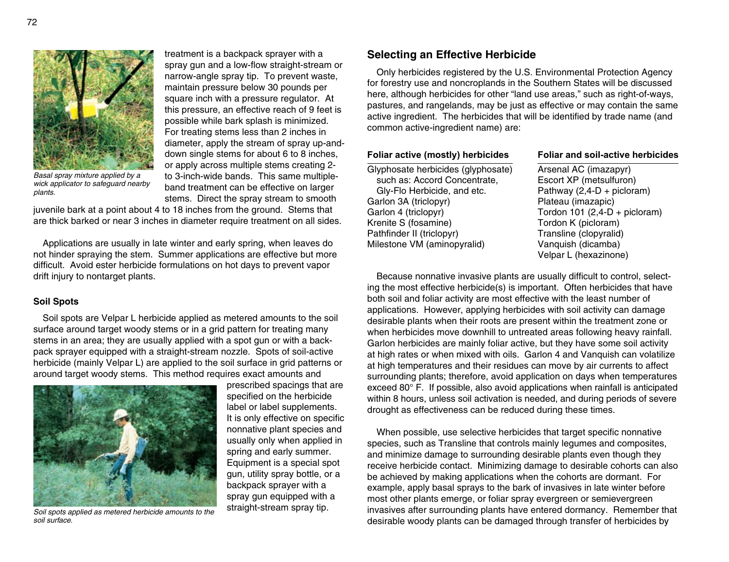Basal spray mixture applied by a wick applicator to safeguard nearby plants.

treatment is a backpack sprayer with a spray gun and a low-flow straight-stream or narrow-angle spray tip. To prevent waste, maintain pressure below 30 pounds per square inch with a pressure regulator. At this pressure, an effective reach of 9 feet is possible while bark splash is minimized. For treating stems less than 2 inches in diameter, apply the stream of spray up-and-down single stems for about 6 to 8 inches, or apply across multiple stems creating 2- to 3-inch-wide bands. This same multiple-band treatment can be effective on larger stems. Direct the spray stream to smooth juvenile bark at a point about 4 to 18 inches from the ground. Stems that are thick barked or near 3 inches in diameter require treatment on all sides.

Applications are usually in late winter and early spring, when leaves do not hinder spraying the stem. Summer applications are effective but more difficult. Avoid ester herbicide formulations on hot days to prevent vapor drift injury to nontarget plants.

### Soil Spots

Soil spots are Velpar L herbicide applied as metered amounts to the soil surface around target woody stems or in a grid pattern for treating many stems in an area; they are usually applied with a spot gun or with a back-pack sprayer equipped with a straight-stream nozzle. Spots of soil-active herbicide (mainly Velpar L) are applied to the soil surface in grid patterns or around target woody stems. This method requires exact amounts and prescribed spacings that are specified on the herbicide label or label supplements. It is only effective on specific nonnative plant species and usually only when applied in spring and early summer. Equipment is a special spot gun, utility spray bottle, or a backpack sprayer with a spray gun equipped with a straight-stream spray tip.

Soil spots applied as metered herbicide amounts to the soil surface.

## Selecting an Effective Herbicide

Only herbicides registered by the U.S. Environmental Protection Agency for forestry use and noncroplands in the Southern States will be discussed here, although herbicides for other "land use areas," such as right-of-ways, pastures, and rangelands, may be just as effective or may contain the same active ingredient. The herbicides that will be identified by trade name (and common active-ingredient name) are:

| Foliar active (mostly) herbicides | Foliar and soil-active herbicides |
|---|---|
| Glyphosate herbicides (glyphosate) such as: Accord Concentrate, Gly-Flo Herbicide, and etc. | Arsenal AC (imazapyr) |
| Garlon 3A (triclopyr) | Escort XP (metsulfuron) |
| Garlon 4 (triclopyr) | Pathway (2,4-D + picloram) |
| Krenite S (fosamine) | Plateau (imazapic) |
| Pathfinder II (triclopyr) | Tordon 101 (2,4-D + picloram) |
| Milestone VM (aminopyralid) | Tordon K (picloram) |
| | Transline (clopyralid) |
| | Vanquish (dicamba) |
| | Velpar L (hexazinone) |

Because nonnative invasive plants are usually difficult to control, selecting the most effective herbicide(s) is important. Often herbicides that have both soil and foliar activity are most effective with the least number of applications. However, applying herbicides with soil activity can damage desirable plants when their roots are present within the treatment zone or when herbicides move downhill to untreated areas following heavy rainfall. Garlon herbicides are mainly foliar active, but they have some soil activity at high rates or when mixed with oils. Garlon 4 and Vanquish can volatilize at high temperatures and their residues can move by air currents to affect surrounding plants; therefore, avoid application on days when temperatures exceed 80° F. If possible, also avoid applications when rainfall is anticipated within 8 hours, unless soil activation is needed, and during periods of severe drought as effectiveness can be reduced during these times.

When possible, use selective herbicides that target specific nonnative species, such as Transline that controls mainly legumes and composites, and minimize damage to surrounding desirable plants even though they receive herbicide contact. Minimizing damage to desirable cohorts can also be achieved by making applications when the cohorts are dormant. For example, apply basal sprays to the bark of invasives in late winter before most other plants emerge, or foliar spray evergreen or semievergreen invasives after surrounding plants have entered dormancy. Remember that desirable woody plants can be damaged through transfer of herbicides by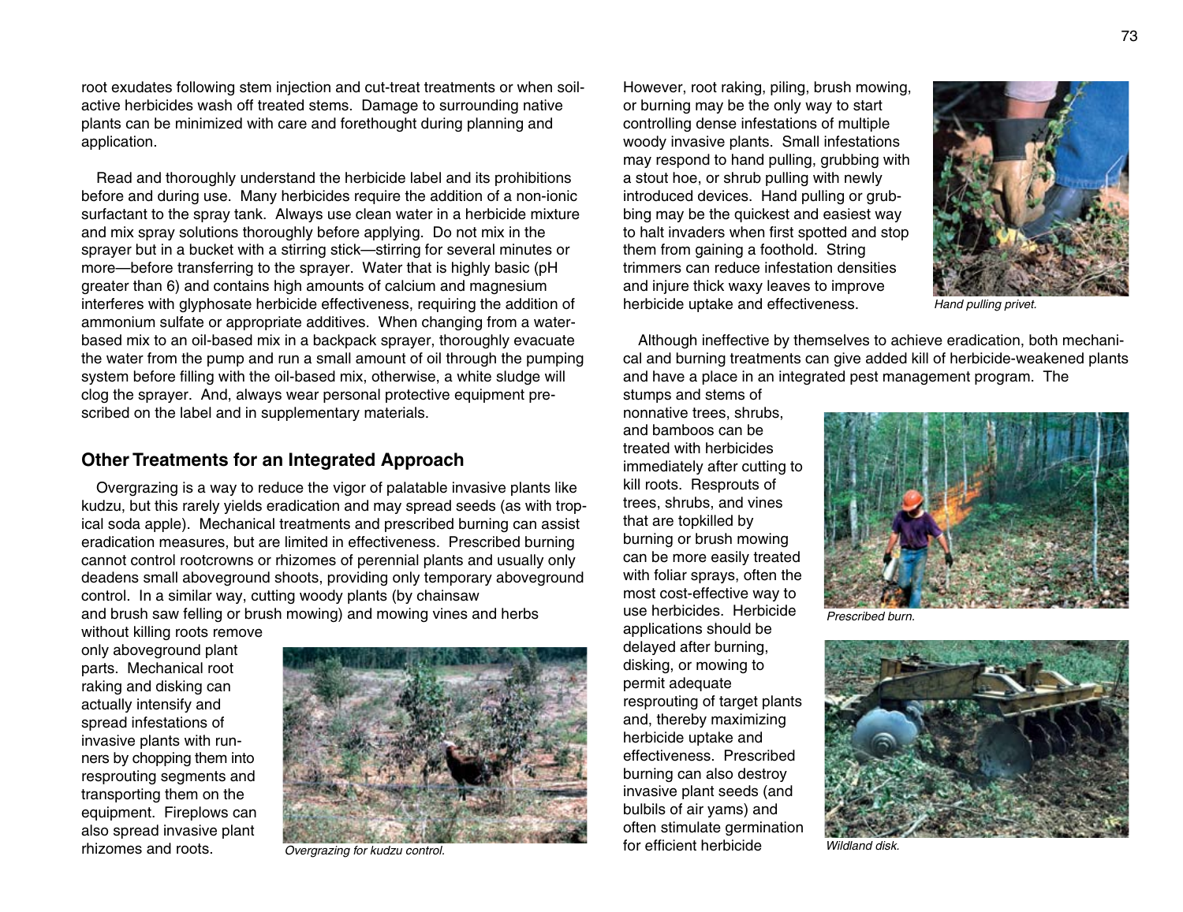root exudates following stem injection and cut-treat treatments or when soil-active herbicides wash off treated stems. Damage to surrounding native plants can be minimized with care and forethought during planning and application.

Read and thoroughly understand the herbicide label and its prohibitions before and during use. Many herbicides require the addition of a non-ionic surfactant to the spray tank. Always use clean water in a herbicide mixture and mix spray solutions thoroughly before applying. Do not mix in the sprayer but in a bucket with a stirring stick—stirring for several minutes or more—before transferring to the sprayer. Water that is highly basic (pH greater than 6) and contains high amounts of calcium and magnesium interferes with glyphosate herbicide effectiveness, requiring the addition of ammonium sulfate or appropriate additives. When changing from a water-based mix to an oil-based mix in a backpack sprayer, thoroughly evacuate the water from the pump and run a small amount of oil through the pumping system before filling with the oil-based mix, otherwise, a white sludge will clog the sprayer. And, always wear personal protective equipment prescribed on the label and in supplementary materials.

## Other Treatments for an Integrated Approach

Overgrazing is a way to reduce the vigor of palatable invasive plants like kudzu, but this rarely yields eradication and may spread seeds (as with tropical soda apple). Mechanical treatments and prescribed burning can assist eradication measures, but are limited in effectiveness. Prescribed burning cannot control rootcrowns or rhizomes of perennial plants and usually only deadens small aboveground shoots, providing only temporary aboveground control. In a similar way, cutting woody plants (by chainsaw and brush saw felling or brush mowing) and mowing vines and herbs without killing roots remove only aboveground plant parts. Mechanical root raking and disking can actually intensify and spread infestations of invasive plants with runners by chopping them into resprouting segments and transporting them on the equipment. Fireplows can also spread invasive plant rhizomes and roots.

*Overgrazing for kudzu control.*

However, root raking, piling, brush mowing, or burning may be the only way to start controlling dense infestations of multiple woody invasive plants. Small infestations may respond to hand pulling, grubbing with a stout hoe, or shrub pulling with newly introduced devices. Hand pulling or grubbing may be the quickest and easiest way to halt invaders when first spotted and stop them from gaining a foothold. String trimmers can reduce infestation densities and injure thick waxy leaves to improve herbicide uptake and effectiveness.

*Hand pulling privet.*

Although ineffective by themselves to achieve eradication, both mechanical and burning treatments can give added kill of herbicide-weakened plants and have a place in an integrated pest management program. The stumps and stems of nonnative trees, shrubs, and bamboos can be treated with herbicides immediately after cutting to kill roots. Resprouts of trees, shrubs, and vines that are topkilled by burning or brush mowing can be more easily treated with foliar sprays, often the most cost-effective way to use herbicides. Herbicide applications should be delayed after burning, disking, or mowing to permit adequate resprouting of target plants and, thereby maximizing herbicide uptake and effectiveness. Prescribed burning can also destroy invasive plant seeds (and bulbils of air yams) and often stimulate germination for efficient herbicide

*Prescribed burn.*

*Wildland disk.*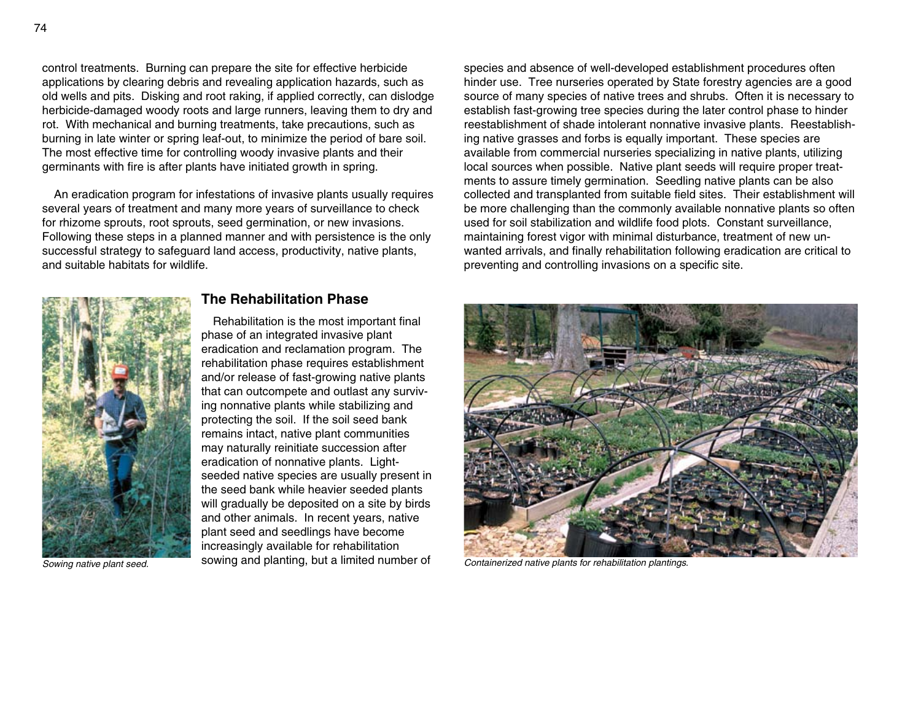control treatments. Burning can prepare the site for effective herbicide applications by clearing debris and revealing application hazards, such as old wells and pits. Disking and root raking, if applied correctly, can dislodge herbicide-damaged woody roots and large runners, leaving them to dry and rot. With mechanical and burning treatments, take precautions, such as burning in late winter or spring leaf-out, to minimize the period of bare soil. The most effective time for controlling woody invasive plants and their germinants with fire is after plants have initiated growth in spring.

An eradication program for infestations of invasive plants usually requires several years of treatment and many more years of surveillance to check for rhizome sprouts, root sprouts, seed germination, or new invasions. Following these steps in a planned manner and with persistence is the only successful strategy to safeguard land access, productivity, native plants, and suitable habitats for wildlife.

*Sowing native plant seed.*

## The Rehabilitation Phase

Rehabilitation is the most important final phase of an integrated invasive plant eradication and reclamation program. The rehabilitation phase requires establishment and/or release of fast-growing native plants that can outcompete and outlast any surviving nonnative plants while stabilizing and protecting the soil. If the soil seed bank remains intact, native plant communities may naturally reinitiate succession after eradication of nonnative plants. Light-seeded native species are usually present in the seed bank while heavier seeded plants will gradually be deposited on a site by birds and other animals. In recent years, native plant seed and seedlings have become increasingly available for rehabilitation sowing and planting, but a limited number of species and absence of well-developed establishment procedures often hinder use. Tree nurseries operated by State forestry agencies are a good source of many species of native trees and shrubs. Often it is necessary to establish fast-growing tree species during the later control phase to hinder reestablishment of shade intolerant nonnative invasive plants. Reestablishing native grasses and forbs is equally important. These species are available from commercial nurseries specializing in native plants, utilizing local sources when possible. Native plant seeds will require proper treatments to assure timely germination. Seedling native plants can be also collected and transplanted from suitable field sites. Their establishment will be more challenging than the commonly available nonnative plants so often used for soil stabilization and wildlife food plots. Constant surveillance, maintaining forest vigor with minimal disturbance, treatment of new unwanted arrivals, and finally rehabilitation following eradication are critical to preventing and controlling invasions on a specific site.

*Containerized native plants for rehabilitation plantings.*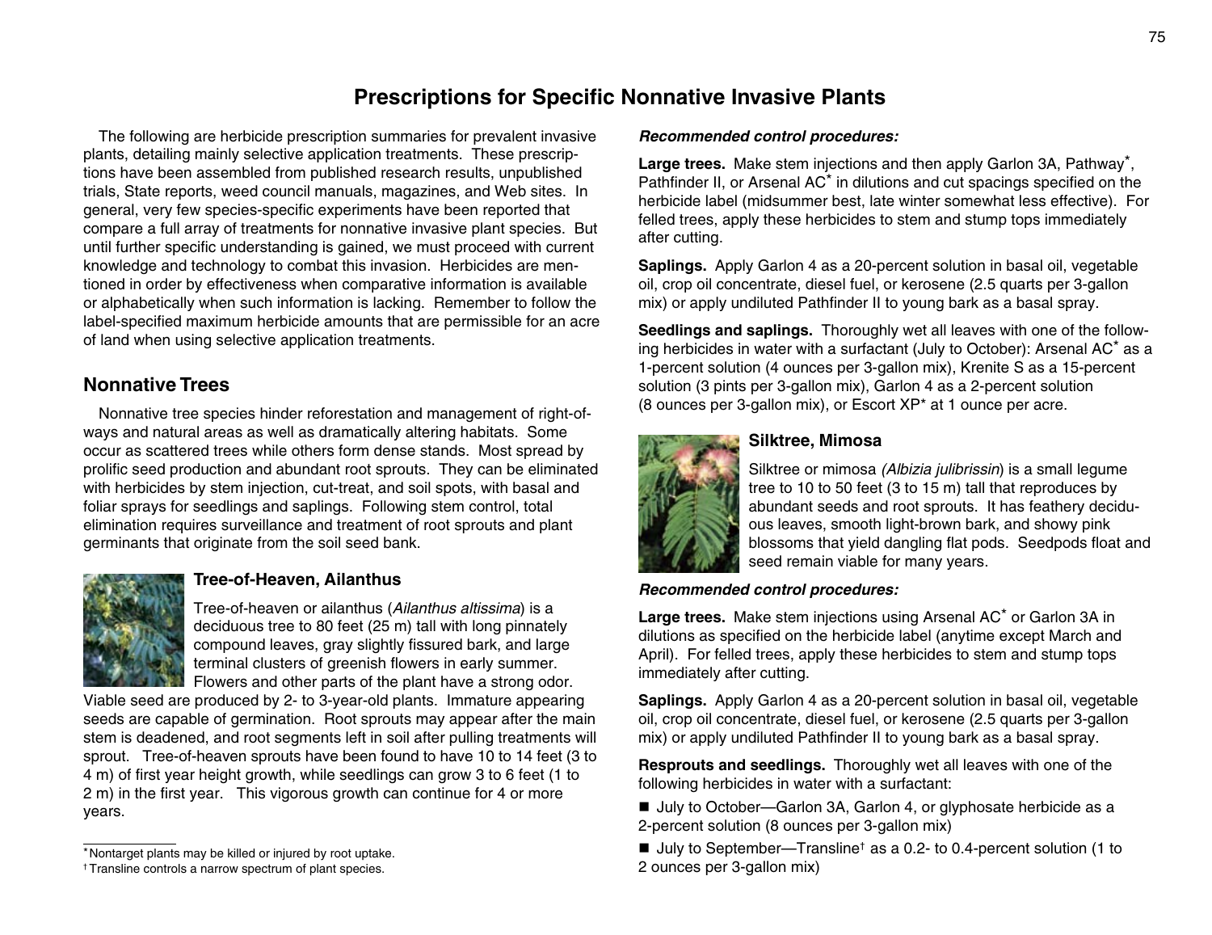# Prescriptions for Specific Nonnative Invasive Plants

The following are herbicide prescription summaries for prevalent invasive plants, detailing mainly selective application treatments. These prescriptions have been assembled from published research results, unpublished trials, State reports, weed council manuals, magazines, and Web sites. In general, very few species-specific experiments have been reported that compare a full array of treatments for nonnative invasive plant species. But until further specific understanding is gained, we must proceed with current knowledge and technology to combat this invasion. Herbicides are mentioned in order by effectiveness when comparative information is available or alphabetically when such information is lacking. Remember to follow the label-specified maximum herbicide amounts that are permissible for an acre of land when using selective application treatments.

## Nonnative Trees

Nonnative tree species hinder reforestation and management of right-of-ways and natural areas as well as dramatically altering habitats. Some occur as scattered trees while others form dense stands. Most spread by prolific seed production and abundant root sprouts. They can be eliminated with herbicides by stem injection, cut-treat, and soil spots, with basal and foliar sprays for seedlings and saplings. Following stem control, total elimination requires surveillance and treatment of root sprouts and plant germinants that originate from the soil seed bank.

### Tree-of-Heaven, Ailanthus

Tree-of-heaven or ailanthus (*Ailanthus altissima*) is a deciduous tree to 80 feet (25 m) tall with long pinnately compound leaves, gray slightly fissured bark, and large terminal clusters of greenish flowers in early summer. Flowers and other parts of the plant have a strong odor. Viable seed are produced by 2- to 3-year-old plants. Immature appearing seeds are capable of germination. Root sprouts may appear after the main stem is deadened, and root segments left in soil after pulling treatments will sprout. Tree-of-heaven sprouts have been found to have 10 to 14 feet (3 to 4 m) of first year height growth, while seedlings can grow 3 to 6 feet (1 to 2 m) in the first year. This vigorous growth can continue for 4 or more years.

***Recommended control procedures:***

**Large trees.** Make stem injections and then apply Garlon 3A, Pathway*, Pathfinder II, or Arsenal AC* in dilutions and cut spacings specified on the herbicide label (midsummer best, late winter somewhat less effective). For felled trees, apply these herbicides to stem and stump tops immediately after cutting.

**Saplings.** Apply Garlon 4 as a 20-percent solution in basal oil, vegetable oil, crop oil concentrate, diesel fuel, or kerosene (2.5 quarts per 3-gallon mix) or apply undiluted Pathfinder II to young bark as a basal spray.

**Seedlings and saplings.** Thoroughly wet all leaves with one of the following herbicides in water with a surfactant (July to October): Arsenal AC* as a 1-percent solution (4 ounces per 3-gallon mix), Krenite S as a 15-percent solution (3 pints per 3-gallon mix), Garlon 4 as a 2-percent solution (8 ounces per 3-gallon mix), or Escort XP* at 1 ounce per acre.

### Silktree, Mimosa

Silktree or mimosa *(Albizia julibrissin*) is a small legume tree to 10 to 50 feet (3 to 15 m) tall that reproduces by abundant seeds and root sprouts. It has feathery deciduous leaves, smooth light-brown bark, and showy pink blossoms that yield dangling flat pods. Seedpods float and seed remain viable for many years.

***Recommended control procedures:***

**Large trees.** Make stem injections using Arsenal AC* or Garlon 3A in dilutions as specified on the herbicide label (anytime except March and April). For felled trees, apply these herbicides to stem and stump tops immediately after cutting.

**Saplings.** Apply Garlon 4 as a 20-percent solution in basal oil, vegetable oil, crop oil concentrate, diesel fuel, or kerosene (2.5 quarts per 3-gallon mix) or apply undiluted Pathfinder II to young bark as a basal spray.

**Resprouts and seedlings.** Thoroughly wet all leaves with one of the following herbicides in water with a surfactant:

- July to October—Garlon 3A, Garlon 4, or glyphosate herbicide as a 2-percent solution (8 ounces per 3-gallon mix)
- July to September—Transline† as a 0.2- to 0.4-percent solution (1 to 2 ounces per 3-gallon mix)

---

\* Nontarget plants may be killed or injured by root uptake.

† Transline controls a narrow spectrum of plant species.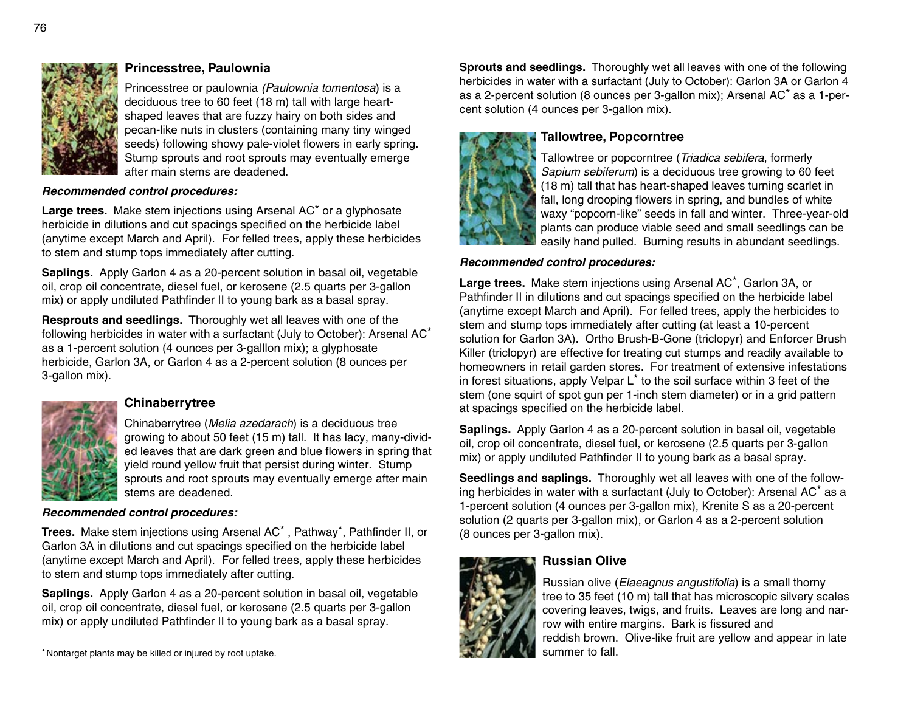## Princesstree, Paulownia

Princesstree or paulownia *(Paulownia tomentosa)* is a deciduous tree to 60 feet (18 m) tall with large heart-shaped leaves that are fuzzy hairy on both sides and pecan-like nuts in clusters (containing many tiny winged seeds) following showy pale-violet flowers in early spring. Stump sprouts and root sprouts may eventually emerge after main stems are deadened.

***Recommended control procedures:***

**Large trees.** Make stem injections using Arsenal AC* or a glyphosate herbicide in dilutions and cut spacings specified on the herbicide label (anytime except March and April). For felled trees, apply these herbicides to stem and stump tops immediately after cutting.

**Saplings.** Apply Garlon 4 as a 20-percent solution in basal oil, vegetable oil, crop oil concentrate, diesel fuel, or kerosene (2.5 quarts per 3-gallon mix) or apply undiluted Pathfinder II to young bark as a basal spray.

**Resprouts and seedlings.** Thoroughly wet all leaves with one of the following herbicides in water with a surfactant (July to October): Arsenal AC* as a 1-percent solution (4 ounces per 3-galllon mix); a glyphosate herbicide, Garlon 3A, or Garlon 4 as a 2-percent solution (8 ounces per 3-gallon mix).

## Chinaberrytree

Chinaberrytree (*Melia azedarach*) is a deciduous tree growing to about 50 feet (15 m) tall. It has lacy, many-divided leaves that are dark green and blue flowers in spring that yield round yellow fruit that persist during winter. Stump sprouts and root sprouts may eventually emerge after main stems are deadened.

***Recommended control procedures:***

**Trees.** Make stem injections using Arsenal AC* , Pathway*, Pathfinder II, or Garlon 3A in dilutions and cut spacings specified on the herbicide label (anytime except March and April). For felled trees, apply these herbicides to stem and stump tops immediately after cutting.

**Saplings.** Apply Garlon 4 as a 20-percent solution in basal oil, vegetable oil, crop oil concentrate, diesel fuel, or kerosene (2.5 quarts per 3-gallon mix) or apply undiluted Pathfinder II to young bark as a basal spray.

**Sprouts and seedlings.** Thoroughly wet all leaves with one of the following herbicides in water with a surfactant (July to October): Garlon 3A or Garlon 4 as a 2-percent solution (8 ounces per 3-gallon mix); Arsenal AC* as a 1-percent solution (4 ounces per 3-gallon mix).

## Tallowtree, Popcorntree

Tallowtree or popcorntree (*Triadica sebifera*, formerly *Sapium sebiferum*) is a deciduous tree growing to 60 feet (18 m) tall that has heart-shaped leaves turning scarlet in fall, long drooping flowers in spring, and bundles of white waxy "popcorn-like" seeds in fall and winter. Three-year-old plants can produce viable seed and small seedlings can be easily hand pulled. Burning results in abundant seedlings.

***Recommended control procedures:***

**Large trees.** Make stem injections using Arsenal AC*, Garlon 3A, or Pathfinder II in dilutions and cut spacings specified on the herbicide label (anytime except March and April). For felled trees, apply the herbicides to stem and stump tops immediately after cutting (at least a 10-percent solution for Garlon 3A). Ortho Brush-B-Gone (triclopyr) and Enforcer Brush Killer (triclopyr) are effective for treating cut stumps and readily available to homeowners in retail garden stores. For treatment of extensive infestations in forest situations, apply Velpar L* to the soil surface within 3 feet of the stem (one squirt of spot gun per 1-inch stem diameter) or in a grid pattern at spacings specified on the herbicide label.

**Saplings.** Apply Garlon 4 as a 20-percent solution in basal oil, vegetable oil, crop oil concentrate, diesel fuel, or kerosene (2.5 quarts per 3-gallon mix) or apply undiluted Pathfinder II to young bark as a basal spray.

**Seedlings and saplings.** Thoroughly wet all leaves with one of the following herbicides in water with a surfactant (July to October): Arsenal AC* as a 1-percent solution (4 ounces per 3-gallon mix), Krenite S as a 20-percent solution (2 quarts per 3-gallon mix), or Garlon 4 as a 2-percent solution (8 ounces per 3-gallon mix).

## Russian Olive

Russian olive (*Elaeagnus angustifolia*) is a small thorny tree to 35 feet (10 m) tall that has microscopic silvery scales covering leaves, twigs, and fruits. Leaves are long and narrow with entire margins. Bark is fissured and reddish brown. Olive-like fruit are yellow and appear in late summer to fall.

---

*Nontarget plants may be killed or injured by root uptake.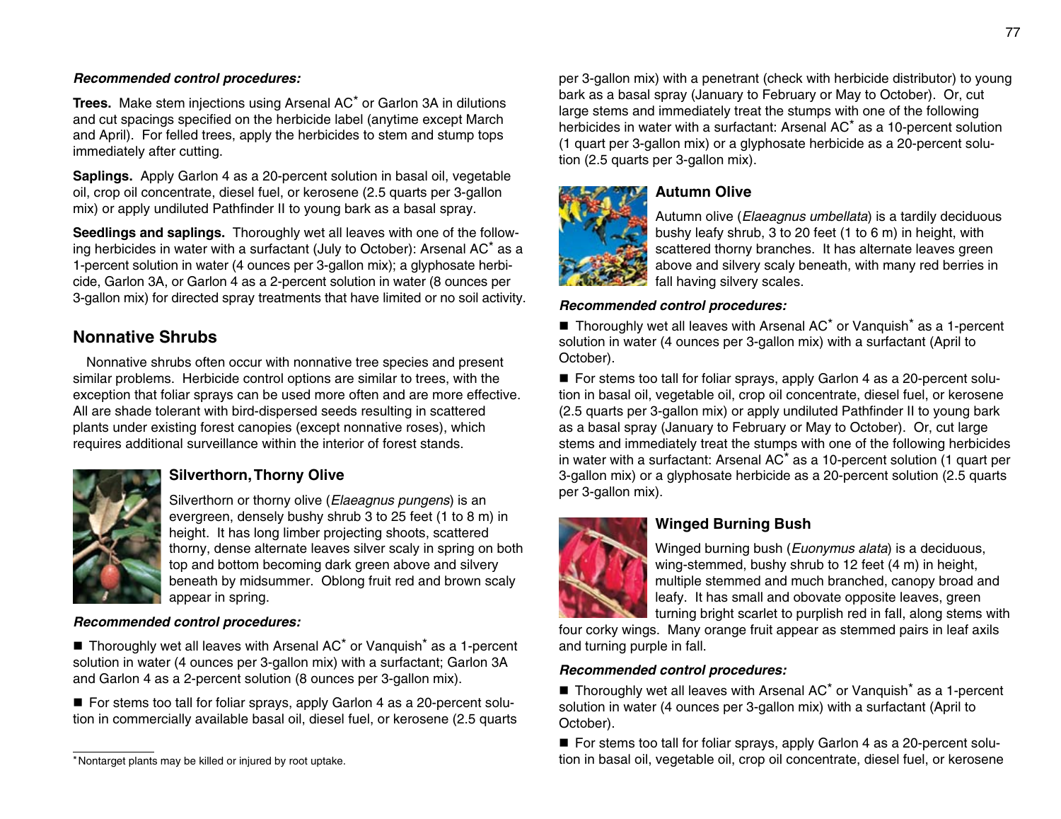***Recommended control procedures:***

**Trees.** Make stem injections using Arsenal AC* or Garlon 3A in dilutions and cut spacings specified on the herbicide label (anytime except March and April). For felled trees, apply the herbicides to stem and stump tops immediately after cutting.

**Saplings.** Apply Garlon 4 as a 20-percent solution in basal oil, vegetable oil, crop oil concentrate, diesel fuel, or kerosene (2.5 quarts per 3-gallon mix) or apply undiluted Pathfinder II to young bark as a basal spray.

**Seedlings and saplings.** Thoroughly wet all leaves with one of the following herbicides in water with a surfactant (July to October): Arsenal AC* as a 1-percent solution in water (4 ounces per 3-gallon mix); a glyphosate herbicide, Garlon 3A, or Garlon 4 as a 2-percent solution in water (8 ounces per 3-gallon mix) for directed spray treatments that have limited or no soil activity.

## Nonnative Shrubs

Nonnative shrubs often occur with nonnative tree species and present similar problems. Herbicide control options are similar to trees, with the exception that foliar sprays can be used more often and are more effective. All are shade tolerant with bird-dispersed seeds resulting in scattered plants under existing forest canopies (except nonnative roses), which requires additional surveillance within the interior of forest stands.

### Silverthorn, Thorny Olive

Silverthorn or thorny olive (*Elaeagnus pungens*) is an evergreen, densely bushy shrub 3 to 25 feet (1 to 8 m) in height. It has long limber projecting shoots, scattered thorny, dense alternate leaves silver scaly in spring on both top and bottom becoming dark green above and silvery beneath by midsummer. Oblong fruit red and brown scaly appear in spring.

***Recommended control procedures:***

■ Thoroughly wet all leaves with Arsenal AC* or Vanquish* as a 1-percent solution in water (4 ounces per 3-gallon mix) with a surfactant; Garlon 3A and Garlon 4 as a 2-percent solution (8 ounces per 3-gallon mix).

■ For stems too tall for foliar sprays, apply Garlon 4 as a 20-percent solution in commercially available basal oil, diesel fuel, or kerosene (2.5 quarts per 3-gallon mix) with a penetrant (check with herbicide distributor) to young bark as a basal spray (January to February or May to October). Or, cut large stems and immediately treat the stumps with one of the following herbicides in water with a surfactant: Arsenal AC* as a 10-percent solution (1 quart per 3-gallon mix) or a glyphosate herbicide as a 20-percent solution (2.5 quarts per 3-gallon mix).

### Autumn Olive

Autumn olive (*Elaeagnus umbellata*) is a tardily deciduous bushy leafy shrub, 3 to 20 feet (1 to 6 m) in height, with scattered thorny branches. It has alternate leaves green above and silvery scaly beneath, with many red berries in fall having silvery scales.

***Recommended control procedures:***

■ Thoroughly wet all leaves with Arsenal AC* or Vanquish* as a 1-percent solution in water (4 ounces per 3-gallon mix) with a surfactant (April to October).

■ For stems too tall for foliar sprays, apply Garlon 4 as a 20-percent solution in basal oil, vegetable oil, crop oil concentrate, diesel fuel, or kerosene (2.5 quarts per 3-gallon mix) or apply undiluted Pathfinder II to young bark as a basal spray (January to February or May to October). Or, cut large stems and immediately treat the stumps with one of the following herbicides in water with a surfactant: Arsenal AC* as a 10-percent solution (1 quart per 3-gallon mix) or a glyphosate herbicide as a 20-percent solution (2.5 quarts per 3-gallon mix).

### Winged Burning Bush

Winged burning bush (*Euonymus alata*) is a deciduous, wing-stemmed, bushy shrub to 12 feet (4 m) in height, multiple stemmed and much branched, canopy broad and leafy. It has small and obovate opposite leaves, green turning bright scarlet to purplish red in fall, along stems with four corky wings. Many orange fruit appear as stemmed pairs in leaf axils and turning purple in fall.

***Recommended control procedures:***

■ Thoroughly wet all leaves with Arsenal AC* or Vanquish* as a 1-percent solution in water (4 ounces per 3-gallon mix) with a surfactant (April to October).

■ For stems too tall for foliar sprays, apply Garlon 4 as a 20-percent solution in basal oil, vegetable oil, crop oil concentrate, diesel fuel, or kerosene

*Nontarget plants may be killed or injured by root uptake.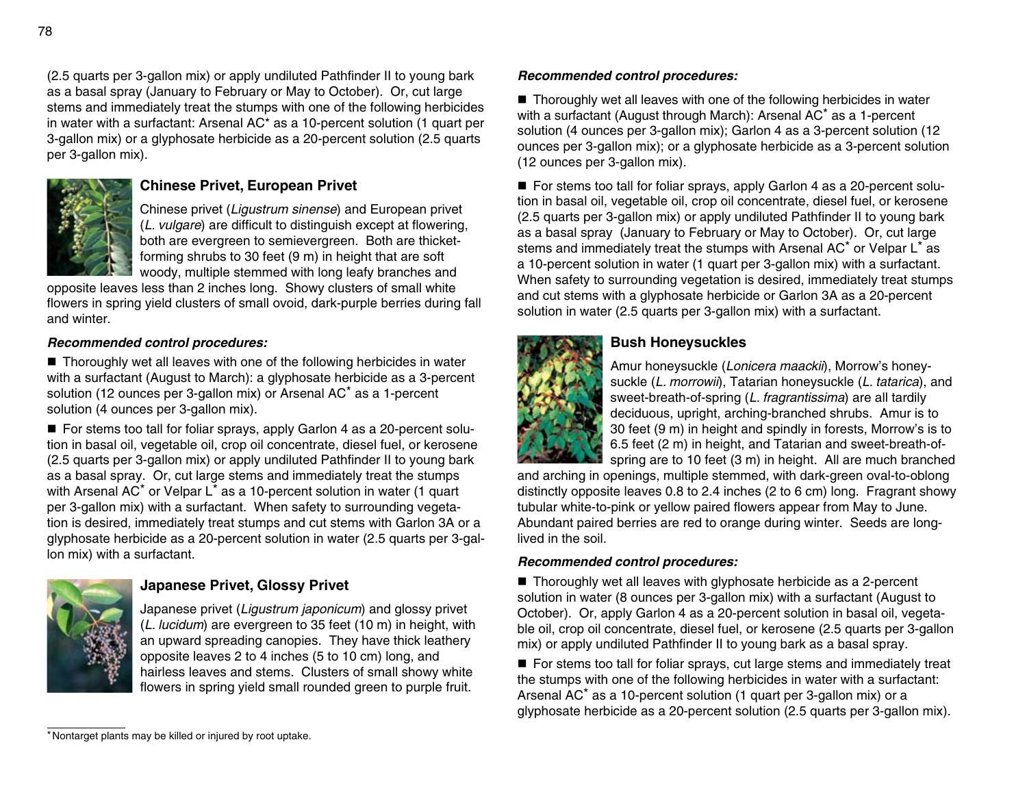(2.5 quarts per 3-gallon mix) or apply undiluted Pathfinder II to young bark as a basal spray (January to February or May to October). Or, cut large stems and immediately treat the stumps with one of the following herbicides in water with a surfactant: Arsenal AC* as a 10-percent solution (1 quart per 3-gallon mix) or a glyphosate herbicide as a 20-percent solution (2.5 quarts per 3-gallon mix).

### Chinese Privet, European Privet

Chinese privet (*Ligustrum sinense*) and European privet (*L. vulgare*) are difficult to distinguish except at flowering, both are evergreen to semievergreen. Both are thicket-forming shrubs to 30 feet (9 m) in height that are soft woody, multiple stemmed with long leafy branches and opposite leaves less than 2 inches long. Showy clusters of small white flowers in spring yield clusters of small ovoid, dark-purple berries during fall and winter.

***Recommended control procedures:***

- Thoroughly wet all leaves with one of the following herbicides in water with a surfactant (August to March): a glyphosate herbicide as a 3-percent solution (12 ounces per 3-gallon mix) or Arsenal AC* as a 1-percent solution (4 ounces per 3-gallon mix).

- For stems too tall for foliar sprays, apply Garlon 4 as a 20-percent solution in basal oil, vegetable oil, crop oil concentrate, diesel fuel, or kerosene (2.5 quarts per 3-gallon mix) or apply undiluted Pathfinder II to young bark as a basal spray. Or, cut large stems and immediately treat the stumps with Arsenal AC* or Velpar L* as a 10-percent solution in water (1 quart per 3-gallon mix) with a surfactant. When safety to surrounding vegetation is desired, immediately treat stumps and cut stems with Garlon 3A or a glyphosate herbicide as a 20-percent solution in water (2.5 quarts per 3-gallon mix) with a surfactant.

### Japanese Privet, Glossy Privet

Japanese privet (*Ligustrum japonicum*) and glossy privet (*L. lucidum*) are evergreen to 35 feet (10 m) in height, with an upward spreading canopies. They have thick leathery opposite leaves 2 to 4 inches (5 to 10 cm) long, and hairless leaves and stems. Clusters of small showy white flowers in spring yield small rounded green to purple fruit.

***Recommended control procedures:***

- Thoroughly wet all leaves with one of the following herbicides in water with a surfactant (August through March): Arsenal AC* as a 1-percent solution (4 ounces per 3-gallon mix); Garlon 4 as a 3-percent solution (12 ounces per 3-gallon mix); or a glyphosate herbicide as a 3-percent solution (12 ounces per 3-gallon mix).

- For stems too tall for foliar sprays, apply Garlon 4 as a 20-percent solution in basal oil, vegetable oil, crop oil concentrate, diesel fuel, or kerosene (2.5 quarts per 3-gallon mix) or apply undiluted Pathfinder II to young bark as a basal spray (January to February or May to October). Or, cut large stems and immediately treat the stumps with Arsenal AC* or Velpar L* as a 10-percent solution in water (1 quart per 3-gallon mix) with a surfactant. When safety to surrounding vegetation is desired, immediately treat stumps and cut stems with a glyphosate herbicide or Garlon 3A as a 20-percent solution in water (2.5 quarts per 3-gallon mix) with a surfactant.

### Bush Honeysuckles

Amur honeysuckle (*Lonicera maackii*), Morrow's honeysuckle (*L. morrowii*), Tatarian honeysuckle (*L. tatarica*), and sweet-breath-of-spring (*L. fragrantissima*) are all tardily deciduous, upright, arching-branched shrubs. Amur is to 30 feet (9 m) in height and spindly in forests, Morrow's is to 6.5 feet (2 m) in height, and Tatarian and sweet-breath-of-spring are to 10 feet (3 m) in height. All are much branched and arching in openings, multiple stemmed, with dark-green oval-to-oblong distinctly opposite leaves 0.8 to 2.4 inches (2 to 6 cm) long. Fragrant showy tubular white-to-pink or yellow paired flowers appear from May to June. Abundant paired berries are red to orange during winter. Seeds are long-lived in the soil.

***Recommended control procedures:***

- Thoroughly wet all leaves with glyphosate herbicide as a 2-percent solution in water (8 ounces per 3-gallon mix) with a surfactant (August to October). Or, apply Garlon 4 as a 20-percent solution in basal oil, vegetable oil, crop oil concentrate, diesel fuel, or kerosene (2.5 quarts per 3-gallon mix) or apply undiluted Pathfinder II to young bark as a basal spray.

- For stems too tall for foliar sprays, cut large stems and immediately treat the stumps with one of the following herbicides in water with a surfactant: Arsenal AC* as a 10-percent solution (1 quart per 3-gallon mix) or a glyphosate herbicide as a 20-percent solution (2.5 quarts per 3-gallon mix).

---

* Nontarget plants may be killed or injured by root uptake.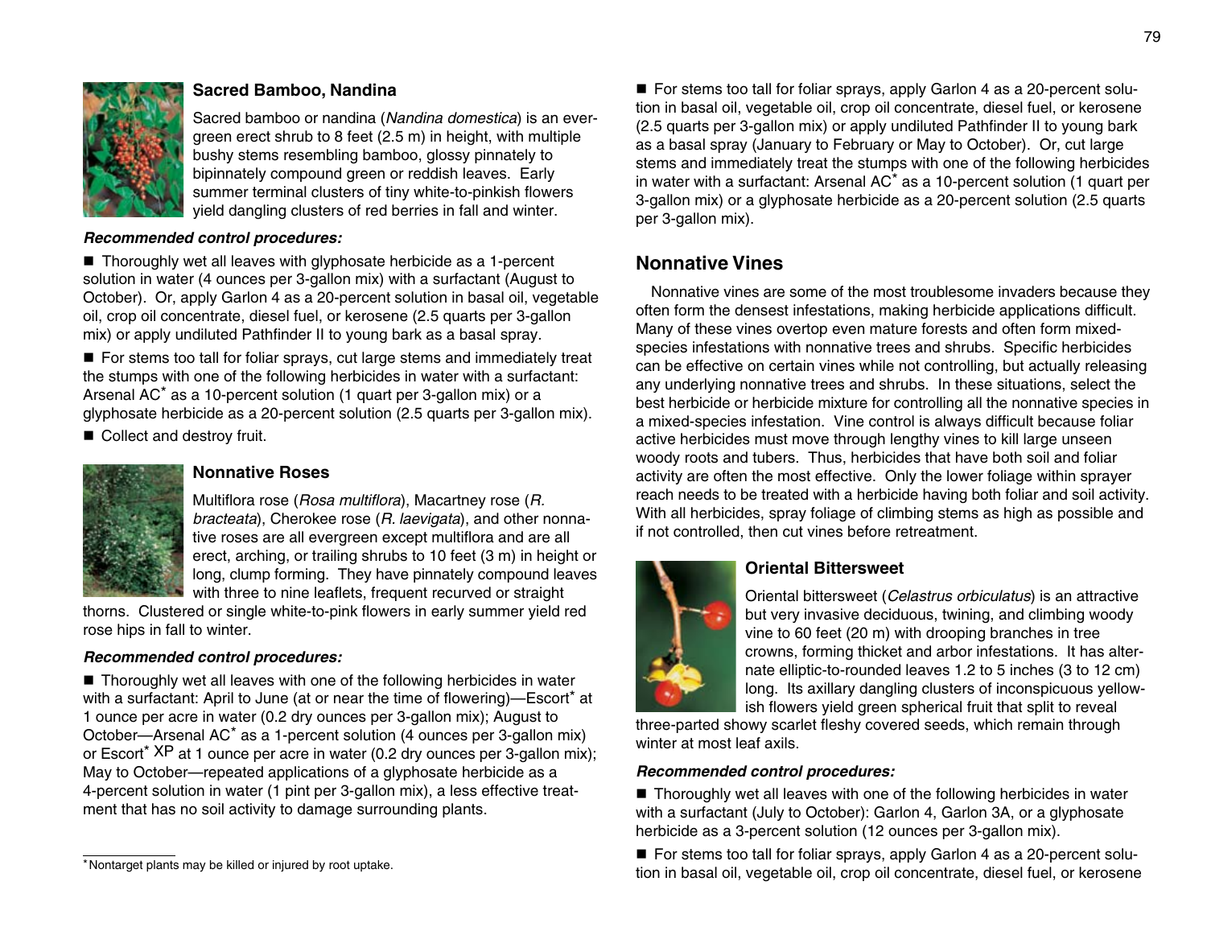## Sacred Bamboo, Nandina

Sacred bamboo or nandina (*Nandina domestica*) is an evergreen erect shrub to 8 feet (2.5 m) in height, with multiple bushy stems resembling bamboo, glossy pinnately to bipinnately compound green or reddish leaves. Early summer terminal clusters of tiny white-to-pinkish flowers yield dangling clusters of red berries in fall and winter.

***Recommended control procedures:***

- Thoroughly wet all leaves with glyphosate herbicide as a 1-percent solution in water (4 ounces per 3-gallon mix) with a surfactant (August to October). Or, apply Garlon 4 as a 20-percent solution in basal oil, vegetable oil, crop oil concentrate, diesel fuel, or kerosene (2.5 quarts per 3-gallon mix) or apply undiluted Pathfinder II to young bark as a basal spray.
- For stems too tall for foliar sprays, cut large stems and immediately treat the stumps with one of the following herbicides in water with a surfactant: Arsenal AC* as a 10-percent solution (1 quart per 3-gallon mix) or a glyphosate herbicide as a 20-percent solution (2.5 quarts per 3-gallon mix).
- Collect and destroy fruit.

## Nonnative Roses

Multiflora rose (*Rosa multiflora*), Macartney rose (*R. bracteata*), Cherokee rose (*R. laevigata*), and other nonnative roses are all evergreen except multiflora and are all erect, arching, or trailing shrubs to 10 feet (3 m) in height or long, clump forming. They have pinnately compound leaves with three to nine leaflets, frequent recurved or straight thorns. Clustered or single white-to-pink flowers in early summer yield red rose hips in fall to winter.

***Recommended control procedures:***

- Thoroughly wet all leaves with one of the following herbicides in water with a surfactant: April to June (at or near the time of flowering)—Escort* at 1 ounce per acre in water (0.2 dry ounces per 3-gallon mix); August to October—Arsenal AC* as a 1-percent solution (4 ounces per 3-gallon mix) or Escort* XP at 1 ounce per acre in water (0.2 dry ounces per 3-gallon mix); May to October—repeated applications of a glyphosate herbicide as a 4-percent solution in water (1 pint per 3-gallon mix), a less effective treatment that has no soil activity to damage surrounding plants.
- For stems too tall for foliar sprays, apply Garlon 4 as a 20-percent solution in basal oil, vegetable oil, crop oil concentrate, diesel fuel, or kerosene (2.5 quarts per 3-gallon mix) or apply undiluted Pathfinder II to young bark as a basal spray (January to February or May to October). Or, cut large stems and immediately treat the stumps with one of the following herbicides in water with a surfactant: Arsenal AC* as a 10-percent solution (1 quart per 3-gallon mix) or a glyphosate herbicide as a 20-percent solution (2.5 quarts per 3-gallon mix).

# Nonnative Vines

Nonnative vines are some of the most troublesome invaders because they often form the densest infestations, making herbicide applications difficult. Many of these vines overtop even mature forests and often form mixed-species infestations with nonnative trees and shrubs. Specific herbicides can be effective on certain vines while not controlling, but actually releasing any underlying nonnative trees and shrubs. In these situations, select the best herbicide or herbicide mixture for controlling all the nonnative species in a mixed-species infestation. Vine control is always difficult because foliar active herbicides must move through lengthy vines to kill large unseen woody roots and tubers. Thus, herbicides that have both soil and foliar activity are often the most effective. Only the lower foliage within sprayer reach needs to be treated with a herbicide having both foliar and soil activity. With all herbicides, spray foliage of climbing stems as high as possible and if not controlled, then cut vines before retreatment.

## Oriental Bittersweet

Oriental bittersweet (*Celastrus orbiculatus*) is an attractive but very invasive deciduous, twining, and climbing woody vine to 60 feet (20 m) with drooping branches in tree crowns, forming thicket and arbor infestations. It has alternate elliptic-to-rounded leaves 1.2 to 5 inches (3 to 12 cm) long. Its axillary dangling clusters of inconspicuous yellowish flowers yield green spherical fruit that split to reveal three-parted showy scarlet fleshy covered seeds, which remain through winter at most leaf axils.

***Recommended control procedures:***

- Thoroughly wet all leaves with one of the following herbicides in water with a surfactant (July to October): Garlon 4, Garlon 3A, or a glyphosate herbicide as a 3-percent solution (12 ounces per 3-gallon mix).
- For stems too tall for foliar sprays, apply Garlon 4 as a 20-percent solution in basal oil, vegetable oil, crop oil concentrate, diesel fuel, or kerosene

*Nontarget plants may be killed or injured by root uptake.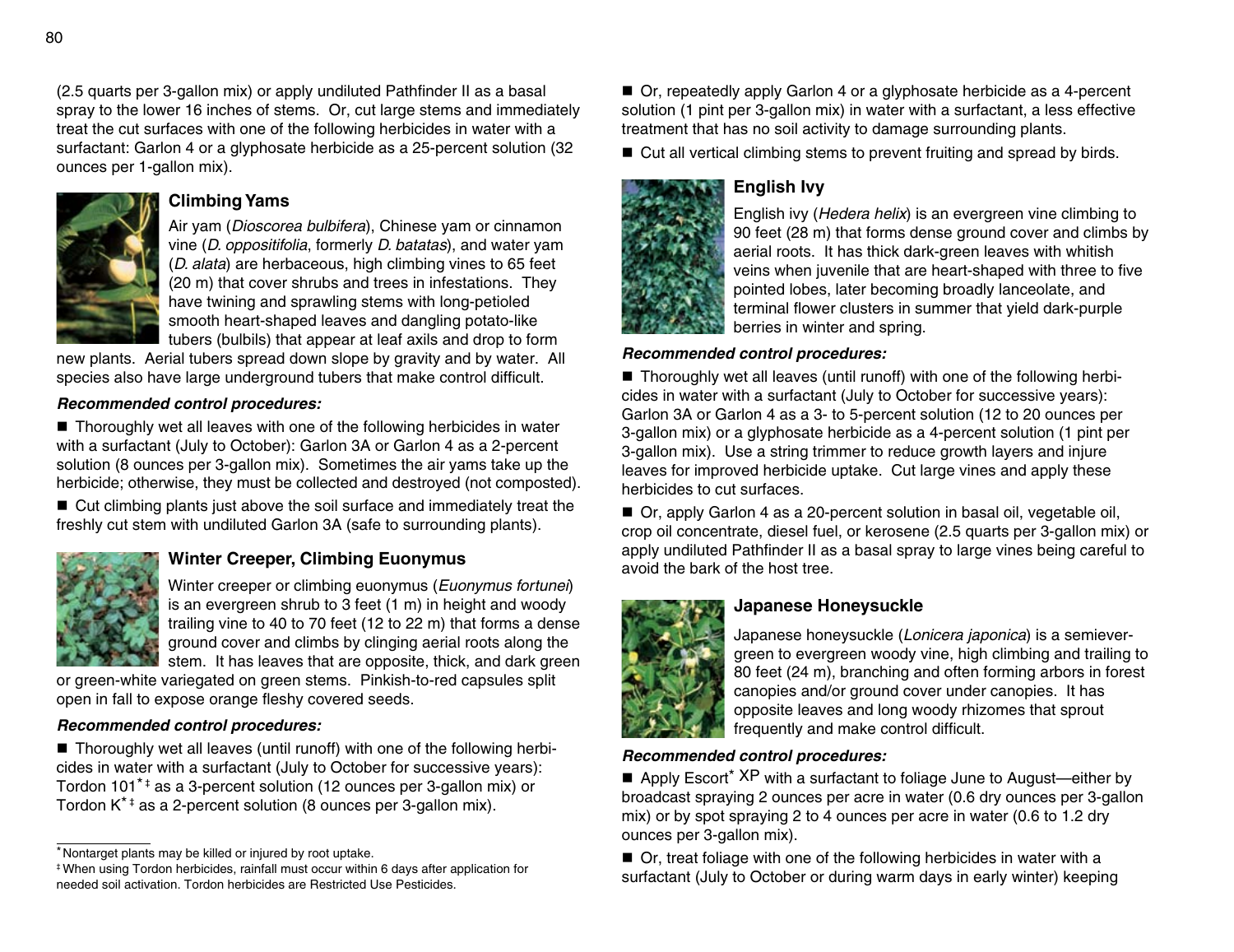(2.5 quarts per 3-gallon mix) or apply undiluted Pathfinder II as a basal spray to the lower 16 inches of stems. Or, cut large stems and immediately treat the cut surfaces with one of the following herbicides in water with a surfactant: Garlon 4 or a glyphosate herbicide as a 25-percent solution (32 ounces per 1-gallon mix).

### Climbing Yams

Air yam (*Dioscorea bulbifera*), Chinese yam or cinnamon vine (*D. oppositifolia*, formerly *D. batatas*), and water yam (*D. alata*) are herbaceous, high climbing vines to 65 feet (20 m) that cover shrubs and trees in infestations. They have twining and sprawling stems with long-petioled smooth heart-shaped leaves and dangling potato-like tubers (bulbils) that appear at leaf axils and drop to form new plants. Aerial tubers spread down slope by gravity and by water. All species also have large underground tubers that make control difficult.

***Recommended control procedures:***

- Thoroughly wet all leaves with one of the following herbicides in water with a surfactant (July to October): Garlon 3A or Garlon 4 as a 2-percent solution (8 ounces per 3-gallon mix). Sometimes the air yams take up the herbicide; otherwise, they must be collected and destroyed (not composted).
- Cut climbing plants just above the soil surface and immediately treat the freshly cut stem with undiluted Garlon 3A (safe to surrounding plants).

### Winter Creeper, Climbing Euonymus

Winter creeper or climbing euonymus (*Euonymus fortunei*) is an evergreen shrub to 3 feet (1 m) in height and woody trailing vine to 40 to 70 feet (12 to 22 m) that forms a dense ground cover and climbs by clinging aerial roots along the stem. It has leaves that are opposite, thick, and dark green or green-white variegated on green stems. Pinkish-to-red capsules split open in fall to expose orange fleshy covered seeds.

***Recommended control procedures:***

- Thoroughly wet all leaves (until runoff) with one of the following herbicides in water with a surfactant (July to October for successive years): Tordon 101*‡ as a 3-percent solution (12 ounces per 3-gallon mix) or Tordon K*‡ as a 2-percent solution (8 ounces per 3-gallon mix).
- Or, repeatedly apply Garlon 4 or a glyphosate herbicide as a 4-percent solution (1 pint per 3-gallon mix) in water with a surfactant, a less effective treatment that has no soil activity to damage surrounding plants.
- Cut all vertical climbing stems to prevent fruiting and spread by birds.

### English Ivy

English ivy (*Hedera helix*) is an evergreen vine climbing to 90 feet (28 m) that forms dense ground cover and climbs by aerial roots. It has thick dark-green leaves with whitish veins when juvenile that are heart-shaped with three to five pointed lobes, later becoming broadly lanceolate, and terminal flower clusters in summer that yield dark-purple berries in winter and spring.

***Recommended control procedures:***

- Thoroughly wet all leaves (until runoff) with one of the following herbicides in water with a surfactant (July to October for successive years): Garlon 3A or Garlon 4 as a 3- to 5-percent solution (12 to 20 ounces per 3-gallon mix) or a glyphosate herbicide as a 4-percent solution (1 pint per 3-gallon mix). Use a string trimmer to reduce growth layers and injure leaves for improved herbicide uptake. Cut large vines and apply these herbicides to cut surfaces.
- Or, apply Garlon 4 as a 20-percent solution in basal oil, vegetable oil, crop oil concentrate, diesel fuel, or kerosene (2.5 quarts per 3-gallon mix) or apply undiluted Pathfinder II as a basal spray to large vines being careful to avoid the bark of the host tree.

### Japanese Honeysuckle

Japanese honeysuckle (*Lonicera japonica*) is a semievergreen to evergreen woody vine, high climbing and trailing to 80 feet (24 m), branching and often forming arbors in forest canopies and/or ground cover under canopies. It has opposite leaves and long woody rhizomes that sprout frequently and make control difficult.

***Recommended control procedures:***

- Apply Escort* XP with a surfactant to foliage June to August—either by broadcast spraying 2 ounces per acre in water (0.6 dry ounces per 3-gallon mix) or by spot spraying 2 to 4 ounces per acre in water (0.6 to 1.2 dry ounces per 3-gallon mix).
- Or, treat foliage with one of the following herbicides in water with a surfactant (July to October or during warm days in early winter) keeping

---

*Nontarget plants may be killed or injured by root uptake.

‡ When using Tordon herbicides, rainfall must occur within 6 days after application for needed soil activation. Tordon herbicides are Restricted Use Pesticides.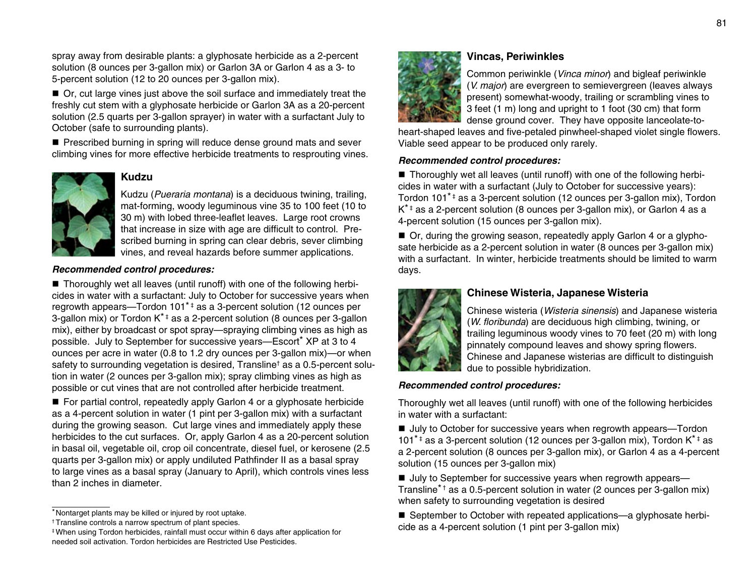spray away from desirable plants: a glyphosate herbicide as a 2-percent solution (8 ounces per 3-gallon mix) or Garlon 3A or Garlon 4 as a 3- to 5-percent solution (12 to 20 ounces per 3-gallon mix).

■ Or, cut large vines just above the soil surface and immediately treat the freshly cut stem with a glyphosate herbicide or Garlon 3A as a 20-percent solution (2.5 quarts per 3-gallon sprayer) in water with a surfactant July to October (safe to surrounding plants).

■ Prescribed burning in spring will reduce dense ground mats and sever climbing vines for more effective herbicide treatments to resprouting vines.

### Kudzu

Kudzu (*Pueraria montana*) is a deciduous twining, trailing, mat-forming, woody leguminous vine 35 to 100 feet (10 to 30 m) with lobed three-leaflet leaves. Large root crowns that increase in size with age are difficult to control. Prescribed burning in spring can clear debris, sever climbing vines, and reveal hazards before summer applications.

***Recommended control procedures:***

■ Thoroughly wet all leaves (until runoff) with one of the following herbicides in water with a surfactant: July to October for successive years when regrowth appears—Tordon 101*‡ as a 3-percent solution (12 ounces per 3-gallon mix) or Tordon K*‡ as a 2-percent solution (8 ounces per 3-gallon mix), either by broadcast or spot spray—spraying climbing vines as high as possible. July to September for successive years—Escort* XP at 3 to 4 ounces per acre in water (0.8 to 1.2 dry ounces per 3-gallon mix)—or when safety to surrounding vegetation is desired, Transline† as a 0.5-percent solution in water (2 ounces per 3-gallon mix); spray climbing vines as high as possible or cut vines that are not controlled after herbicide treatment.

■ For partial control, repeatedly apply Garlon 4 or a glyphosate herbicide as a 4-percent solution in water (1 pint per 3-gallon mix) with a surfactant during the growing season. Cut large vines and immediately apply these herbicides to the cut surfaces. Or, apply Garlon 4 as a 20-percent solution in basal oil, vegetable oil, crop oil concentrate, diesel fuel, or kerosene (2.5 quarts per 3-gallon mix) or apply undiluted Pathfinder II as a basal spray to large vines as a basal spray (January to April), which controls vines less than 2 inches in diameter.

*Nontarget plants may be killed or injured by root uptake.
† Transline controls a narrow spectrum of plant species.
‡ When using Tordon herbicides, rainfall must occur within 6 days after application for needed soil activation. Tordon herbicides are Restricted Use Pesticides.

### Vincas, Periwinkles

Common periwinkle (*Vinca minor*) and bigleaf periwinkle (*V. major*) are evergreen to semievergreen (leaves always present) somewhat-woody, trailing or scrambling vines to 3 feet (1 m) long and upright to 1 foot (30 cm) that form dense ground cover. They have opposite lanceolate-to-heart-shaped leaves and five-petaled pinwheel-shaped violet single flowers. Viable seed appear to be produced only rarely.

***Recommended control procedures:***

■ Thoroughly wet all leaves (until runoff) with one of the following herbicides in water with a surfactant (July to October for successive years): Tordon 101*‡ as a 3-percent solution (12 ounces per 3-gallon mix), Tordon K*‡ as a 2-percent solution (8 ounces per 3-gallon mix), or Garlon 4 as a 4-percent solution (15 ounces per 3-gallon mix).

■ Or, during the growing season, repeatedly apply Garlon 4 or a glyphosate herbicide as a 2-percent solution in water (8 ounces per 3-gallon mix) with a surfactant. In winter, herbicide treatments should be limited to warm days.

### Chinese Wisteria, Japanese Wisteria

Chinese wisteria (*Wisteria sinensis*) and Japanese wisteria (*W. floribunda*) are deciduous high climbing, twining, or trailing leguminous woody vines to 70 feet (20 m) with long pinnately compound leaves and showy spring flowers. Chinese and Japanese wisterias are difficult to distinguish due to possible hybridization.

***Recommended control procedures:***

Thoroughly wet all leaves (until runoff) with one of the following herbicides in water with a surfactant:

■ July to October for successive years when regrowth appears—Tordon 101*‡ as a 3-percent solution (12 ounces per 3-gallon mix), Tordon K*‡ as a 2-percent solution (8 ounces per 3-gallon mix), or Garlon 4 as a 4-percent solution (15 ounces per 3-gallon mix)

■ July to September for successive years when regrowth appears—Transline*† as a 0.5-percent solution in water (2 ounces per 3-gallon mix) when safety to surrounding vegetation is desired

■ September to October with repeated applications—a glyphosate herbicide as a 4-percent solution (1 pint per 3-gallon mix)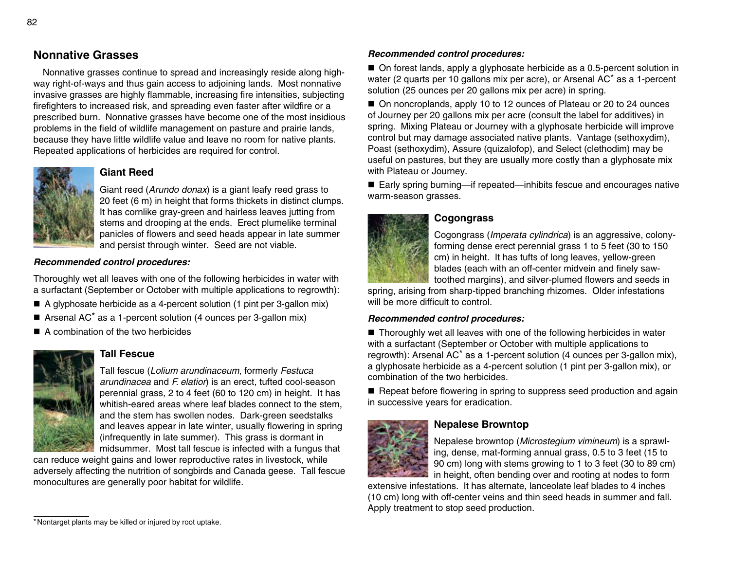## Nonnative Grasses

Nonnative grasses continue to spread and increasingly reside along highway right-of-ways and thus gain access to adjoining lands. Most nonnative invasive grasses are highly flammable, increasing fire intensities, subjecting firefighters to increased risk, and spreading even faster after wildfire or a prescribed burn. Nonnative grasses have become one of the most insidious problems in the field of wildlife management on pasture and prairie lands, because they have little wildlife value and leave no room for native plants. Repeated applications of herbicides are required for control.

### Giant Reed

Giant reed (*Arundo donax*) is a giant leafy reed grass to 20 feet (6 m) in height that forms thickets in distinct clumps. It has cornlike gray-green and hairless leaves jutting from stems and drooping at the ends. Erect plumelike terminal panicles of flowers and seed heads appear in late summer and persist through winter. Seed are not viable.

***Recommended control procedures:***

Thoroughly wet all leaves with one of the following herbicides in water with a surfactant (September or October with multiple applications to regrowth):

- A glyphosate herbicide as a 4-percent solution (1 pint per 3-gallon mix)
- Arsenal AC* as a 1-percent solution (4 ounces per 3-gallon mix)
- A combination of the two herbicides

### Tall Fescue

Tall fescue (*Lolium arundinaceum*, formerly *Festuca arundinacea* and *F. elatior*) is an erect, tufted cool-season perennial grass, 2 to 4 feet (60 to 120 cm) in height. It has whitish-eared areas where leaf blades connect to the stem, and the stem has swollen nodes. Dark-green seedstalks and leaves appear in late winter, usually flowering in spring (infrequently in late summer). This grass is dormant in midsummer. Most tall fescue is infected with a fungus that can reduce weight gains and lower reproductive rates in livestock, while adversely affecting the nutrition of songbirds and Canada geese. Tall fescue monocultures are generally poor habitat for wildlife.

***Recommended control procedures:***

- On forest lands, apply a glyphosate herbicide as a 0.5-percent solution in water (2 quarts per 10 gallons mix per acre), or Arsenal AC* as a 1-percent solution (25 ounces per 20 gallons mix per acre) in spring.
- On noncroplands, apply 10 to 12 ounces of Plateau or 20 to 24 ounces of Journey per 20 gallons mix per acre (consult the label for additives) in spring. Mixing Plateau or Journey with a glyphosate herbicide will improve control but may damage associated native plants. Vantage (sethoxydim), Poast (sethoxydim), Assure (quizalofop), and Select (clethodim) may be useful on pastures, but they are usually more costly than a glyphosate mix with Plateau or Journey.
- Early spring burning—if repeated—inhibits fescue and encourages native warm-season grasses.

### Cogongrass

Cogongrass (*Imperata cylindrica*) is an aggressive, colony-forming dense erect perennial grass 1 to 5 feet (30 to 150 cm) in height. It has tufts of long leaves, yellow-green blades (each with an off-center midvein and finely saw-toothed margins), and silver-plumed flowers and seeds in spring, arising from sharp-tipped branching rhizomes. Older infestations will be more difficult to control.

***Recommended control procedures:***

- Thoroughly wet all leaves with one of the following herbicides in water with a surfactant (September or October with multiple applications to regrowth): Arsenal AC* as a 1-percent solution (4 ounces per 3-gallon mix), a glyphosate herbicide as a 4-percent solution (1 pint per 3-gallon mix), or combination of the two herbicides.
- Repeat before flowering in spring to suppress seed production and again in successive years for eradication.

### Nepalese Browntop

Nepalese browntop (*Microstegium vimineum*) is a sprawling, dense, mat-forming annual grass, 0.5 to 3 feet (15 to 90 cm) long with stems growing to 1 to 3 feet (30 to 89 cm) in height, often bending over and rooting at nodes to form extensive infestations. It has alternate, lanceolate leaf blades to 4 inches (10 cm) long with off-center veins and thin seed heads in summer and fall. Apply treatment to stop seed production.

---

*Nontarget plants may be killed or injured by root uptake.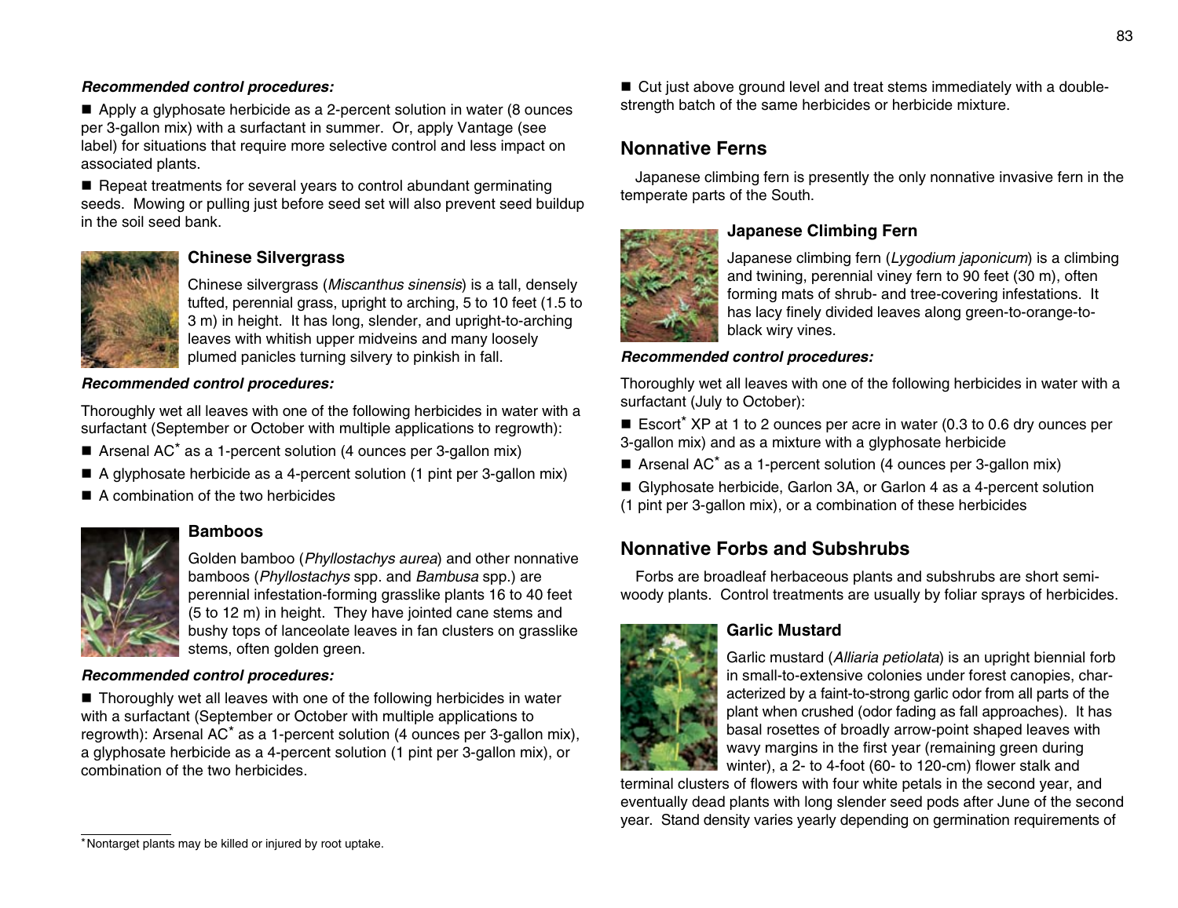***Recommended control procedures:***

■ Apply a glyphosate herbicide as a 2-percent solution in water (8 ounces per 3-gallon mix) with a surfactant in summer. Or, apply Vantage (see label) for situations that require more selective control and less impact on associated plants.

■ Repeat treatments for several years to control abundant germinating seeds. Mowing or pulling just before seed set will also prevent seed buildup in the soil seed bank.

### Chinese Silvergrass

Chinese silvergrass (*Miscanthus sinensis*) is a tall, densely tufted, perennial grass, upright to arching, 5 to 10 feet (1.5 to 3 m) in height. It has long, slender, and upright-to-arching leaves with whitish upper midveins and many loosely plumed panicles turning silvery to pinkish in fall.

***Recommended control procedures:***

Thoroughly wet all leaves with one of the following herbicides in water with a surfactant (September or October with multiple applications to regrowth):

- Arsenal AC* as a 1-percent solution (4 ounces per 3-gallon mix)
- A glyphosate herbicide as a 4-percent solution (1 pint per 3-gallon mix)
- A combination of the two herbicides

### Bamboos

Golden bamboo (*Phyllostachys aurea*) and other nonnative bamboos (*Phyllostachys* spp. and *Bambusa* spp.) are perennial infestation-forming grasslike plants 16 to 40 feet (5 to 12 m) in height. They have jointed cane stems and bushy tops of lanceolate leaves in fan clusters on grasslike stems, often golden green.

***Recommended control procedures:***

■ Thoroughly wet all leaves with one of the following herbicides in water with a surfactant (September or October with multiple applications to regrowth): Arsenal AC* as a 1-percent solution (4 ounces per 3-gallon mix), a glyphosate herbicide as a 4-percent solution (1 pint per 3-gallon mix), or combination of the two herbicides.

■ Cut just above ground level and treat stems immediately with a double-strength batch of the same herbicides or herbicide mixture.

## Nonnative Ferns

Japanese climbing fern is presently the only nonnative invasive fern in the temperate parts of the South.

### Japanese Climbing Fern

Japanese climbing fern (*Lygodium japonicum*) is a climbing and twining, perennial viney fern to 90 feet (30 m), often forming mats of shrub- and tree-covering infestations. It has lacy finely divided leaves along green-to-orange-to-black wiry vines.

***Recommended control procedures:***

Thoroughly wet all leaves with one of the following herbicides in water with a surfactant (July to October):

- Escort* XP at 1 to 2 ounces per acre in water (0.3 to 0.6 dry ounces per 3-gallon mix) and as a mixture with a glyphosate herbicide
- Arsenal AC* as a 1-percent solution (4 ounces per 3-gallon mix)
- Glyphosate herbicide, Garlon 3A, or Garlon 4 as a 4-percent solution (1 pint per 3-gallon mix), or a combination of these herbicides

## Nonnative Forbs and Subshrubs

Forbs are broadleaf herbaceous plants and subshrubs are short semi-woody plants. Control treatments are usually by foliar sprays of herbicides.

### Garlic Mustard

Garlic mustard (*Alliaria petiolata*) is an upright biennial forb in small-to-extensive colonies under forest canopies, characterized by a faint-to-strong garlic odor from all parts of the plant when crushed (odor fading as fall approaches). It has basal rosettes of broadly arrow-point shaped leaves with wavy margins in the first year (remaining green during winter), a 2- to 4-foot (60- to 120-cm) flower stalk and terminal clusters of flowers with four white petals in the second year, and eventually dead plants with long slender seed pods after June of the second year. Stand density varies yearly depending on germination requirements of

---

*Nontarget plants may be killed or injured by root uptake.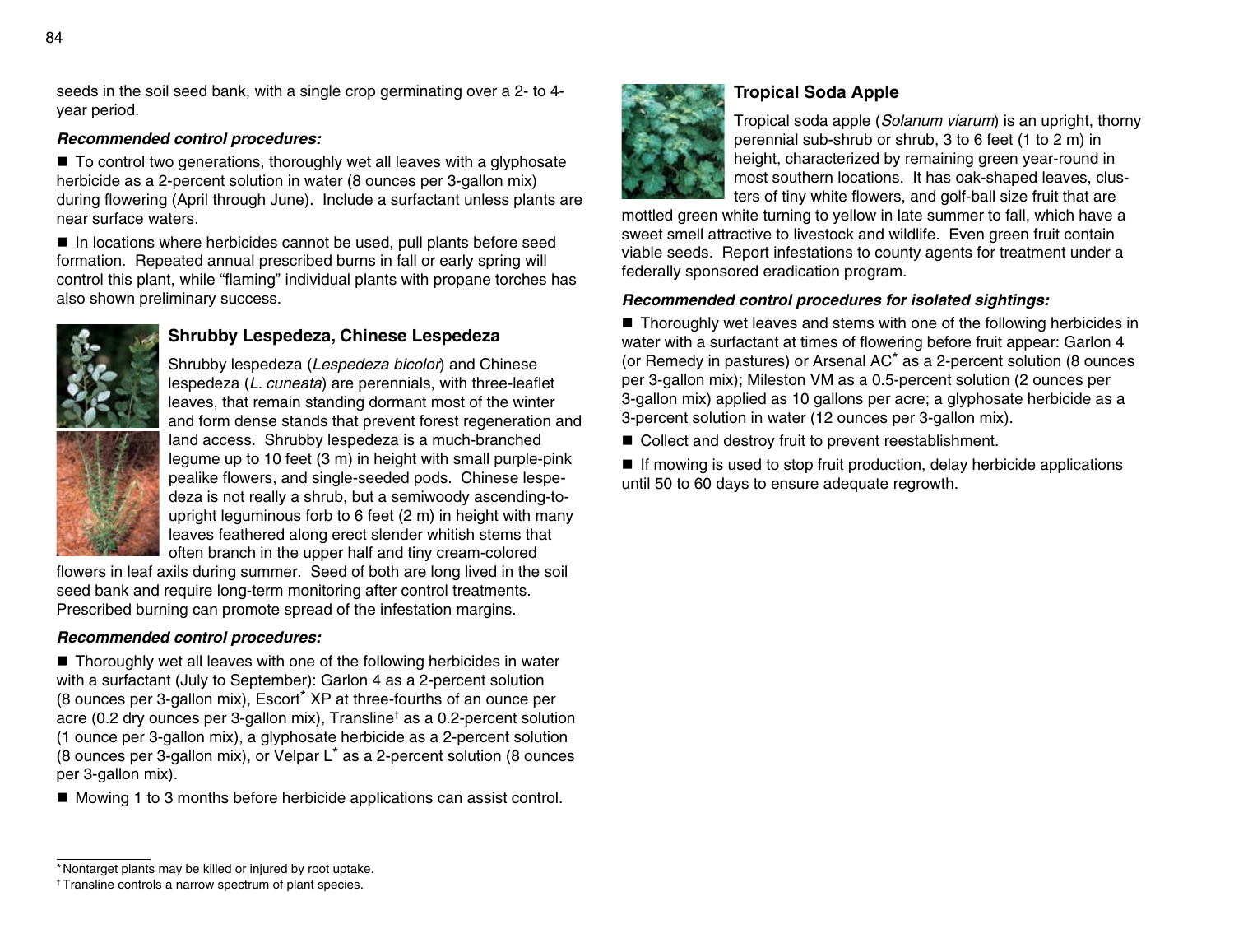seeds in the soil seed bank, with a single crop germinating over a 2- to 4-year period.

***Recommended control procedures:***

- To control two generations, thoroughly wet all leaves with a glyphosate herbicide as a 2-percent solution in water (8 ounces per 3-gallon mix) during flowering (April through June). Include a surfactant unless plants are near surface waters.
- In locations where herbicides cannot be used, pull plants before seed formation. Repeated annual prescribed burns in fall or early spring will control this plant, while "flaming" individual plants with propane torches has also shown preliminary success.

### Shrubby Lespedeza, Chinese Lespedeza

Shrubby lespedeza (*Lespedeza bicolor*) and Chinese lespedeza (*L. cuneata*) are perennials, with three-leaflet leaves, that remain standing dormant most of the winter and form dense stands that prevent forest regeneration and land access. Shrubby lespedeza is a much-branched legume up to 10 feet (3 m) in height with small purple-pink pealike flowers, and single-seeded pods. Chinese lespedeza is not really a shrub, but a semiwoody ascending-to-upright leguminous forb to 6 feet (2 m) in height with many leaves feathered along erect slender whitish stems that often branch in the upper half and tiny cream-colored flowers in leaf axils during summer. Seed of both are long lived in the soil seed bank and require long-term monitoring after control treatments. Prescribed burning can promote spread of the infestation margins.

***Recommended control procedures:***

- Thoroughly wet all leaves with one of the following herbicides in water with a surfactant (July to September): Garlon 4 as a 2-percent solution (8 ounces per 3-gallon mix), Escort* XP at three-fourths of an ounce per acre (0.2 dry ounces per 3-gallon mix), Transline† as a 0.2-percent solution (1 ounce per 3-gallon mix), a glyphosate herbicide as a 2-percent solution (8 ounces per 3-gallon mix), or Velpar L* as a 2-percent solution (8 ounces per 3-gallon mix).
- Mowing 1 to 3 months before herbicide applications can assist control.

### Tropical Soda Apple

Tropical soda apple (*Solanum viarum*) is an upright, thorny perennial sub-shrub or shrub, 3 to 6 feet (1 to 2 m) in height, characterized by remaining green year-round in most southern locations. It has oak-shaped leaves, clusters of tiny white flowers, and golf-ball size fruit that are mottled green white turning to yellow in late summer to fall, which have a sweet smell attractive to livestock and wildlife. Even green fruit contain viable seeds. Report infestations to county agents for treatment under a federally sponsored eradication program.

***Recommended control procedures for isolated sightings:***

- Thoroughly wet leaves and stems with one of the following herbicides in water with a surfactant at times of flowering before fruit appear: Garlon 4 (or Remedy in pastures) or Arsenal AC* as a 2-percent solution (8 ounces per 3-gallon mix); Mileston VM as a 0.5-percent solution (2 ounces per 3-gallon mix) applied as 10 gallons per acre; a glyphosate herbicide as a 3-percent solution in water (12 ounces per 3-gallon mix).
- Collect and destroy fruit to prevent reestablishment.
- If mowing is used to stop fruit production, delay herbicide applications until 50 to 60 days to ensure adequate regrowth.

---

\* Nontarget plants may be killed or injured by root uptake.

† Transline controls a narrow spectrum of plant species.